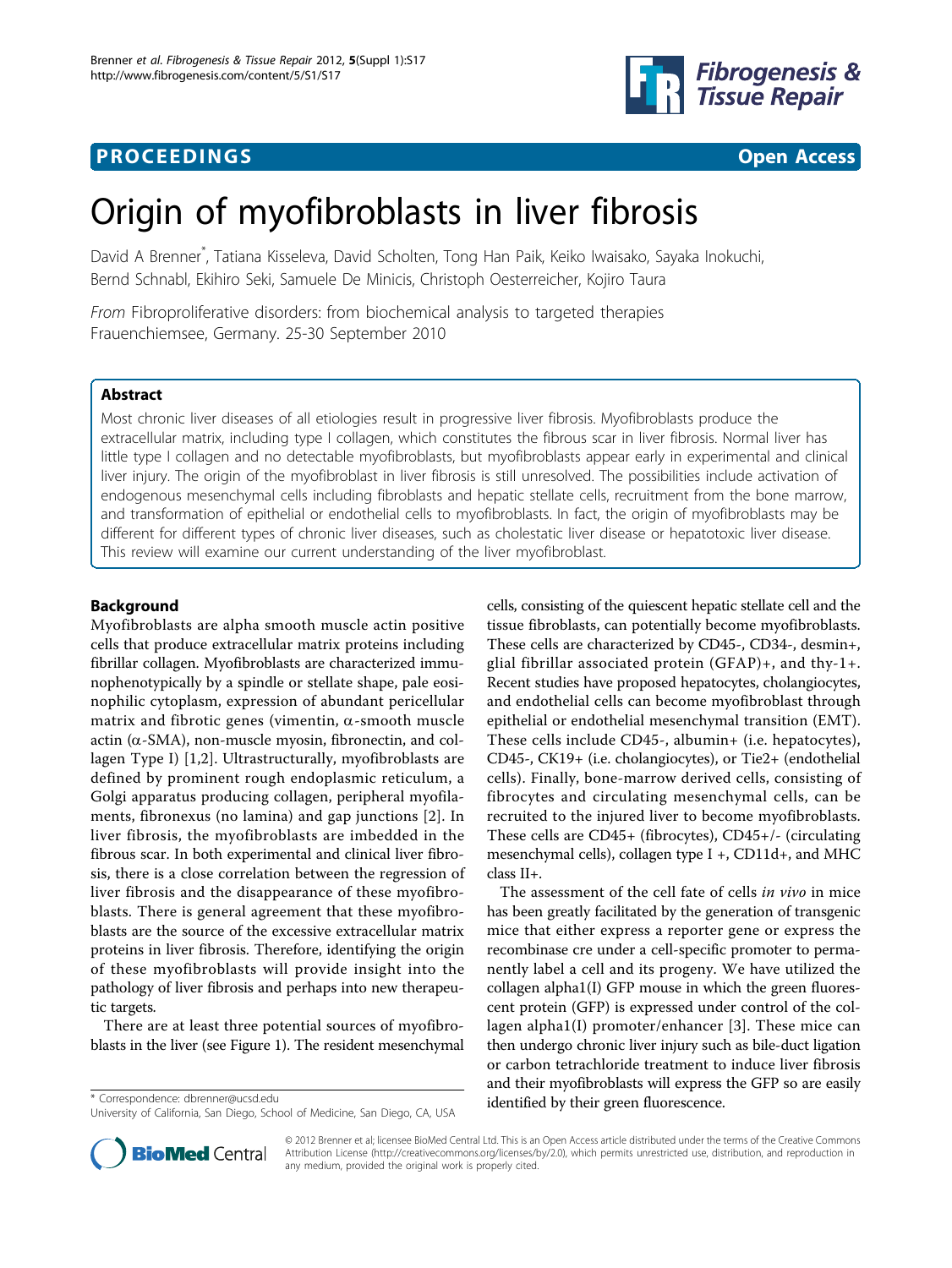**PROCEEDINGS** **Open Access**

# Origin of myofibroblasts in liver fibrosis

David A Brenner*, Tatiana Kisseleva, David Scholten, Tong Han Paik, Keiko Iwaisako, Sayaka Inokuchi, Bernd Schnabl, Ekihiro Seki, Samuele De Minicis, Christoph Oesterreicher, Kojiro Taura

*From* Fibroproliferative disorders: from biochemical analysis to targeted therapies
Frauenchiemsee, Germany. 25-30 September 2010

## Abstract

Most chronic liver diseases of all etiologies result in progressive liver fibrosis. Myofibroblasts produce the extracellular matrix, including type I collagen, which constitutes the fibrous scar in liver fibrosis. Normal liver has little type I collagen and no detectable myofibroblasts, but myofibroblasts appear early in experimental and clinical liver injury. The origin of the myofibroblast in liver fibrosis is still unresolved. The possibilities include activation of endogenous mesenchymal cells including fibroblasts and hepatic stellate cells, recruitment from the bone marrow, and transformation of epithelial or endothelial cells to myofibroblasts. In fact, the origin of myofibroblasts may be different for different types of chronic liver diseases, such as cholestatic liver disease or hepatotoxic liver disease. This review will examine our current understanding of the liver myofibroblast.

## Background

Myofibroblasts are alpha smooth muscle actin positive cells that produce extracellular matrix proteins including fibrillar collagen. Myofibroblasts are characterized immunophenotypically by a spindle or stellate shape, pale eosinophilic cytoplasm, expression of abundant pericellular matrix and fibrotic genes (vimentin, $\alpha$-smooth muscle actin ($\alpha$-SMA), non-muscle myosin, fibronectin, and collagen Type I) [1,2]. Ultrastructurally, myofibroblasts are defined by prominent rough endoplasmic reticulum, a Golgi apparatus producing collagen, peripheral myofilaments, fibronexus (no lamina) and gap junctions [2]. In liver fibrosis, the myofibroblasts are imbedded in the fibrous scar. In both experimental and clinical liver fibrosis, there is a close correlation between the regression of liver fibrosis and the disappearance of these myofibroblasts. There is general agreement that these myofibroblasts are the source of the excessive extracellular matrix proteins in liver fibrosis. Therefore, identifying the origin of these myofibroblasts will provide insight into the pathology of liver fibrosis and perhaps into new therapeutic targets.

There are at least three potential sources of myofibroblasts in the liver (see Figure 1). The resident mesenchymal cells, consisting of the quiescent hepatic stellate cell and the tissue fibroblasts, can potentially become myofibroblasts. These cells are characterized by CD45-, CD34-, desmin+, glial fibrillar associated protein (GFAP)+, and thy-1+. Recent studies have proposed hepatocytes, cholangiocytes, and endothelial cells can become myofibroblast through epithelial or endothelial mesenchymal transition (EMT). These cells include CD45-, albumin+ (i.e. hepatocytes), CD45-, CK19+ (i.e. cholangiocytes), or Tie2+ (endothelial cells). Finally, bone-marrow derived cells, consisting of fibrocytes and circulating mesenchymal cells, can be recruited to the injured liver to become myofibroblasts. These cells are CD45+ (fibrocytes), CD45+/- (circulating mesenchymal cells), collagen type I +, CD11d+, and MHC class II+.

The assessment of the cell fate of cells *in vivo* in mice has been greatly facilitated by the generation of transgenic mice that either express a reporter gene or express the recombinase cre under a cell-specific promoter to permanently label a cell and its progeny. We have utilized the collagen alpha1(I) GFP mouse in which the green fluorescent protein (GFP) is expressed under control of the collagen alpha1(I) promoter/enhancer [3]. These mice can then undergo chronic liver injury such as bile-duct ligation or carbon tetrachloride treatment to induce liver fibrosis and their myofibroblasts will express the GFP so are easily identified by their green fluorescence.

* Correspondence: dbrenner@ucsd.edu
University of California, San Diego, School of Medicine, San Diego, CA, USA

© 2012 Brenner et al; licensee BioMed Central Ltd. This is an Open Access article distributed under the terms of the Creative Commons Attribution License (http://creativecommons.org/licenses/by/2.0), which permits unrestricted use, distribution, and reproduction in any medium, provided the original work is properly cited.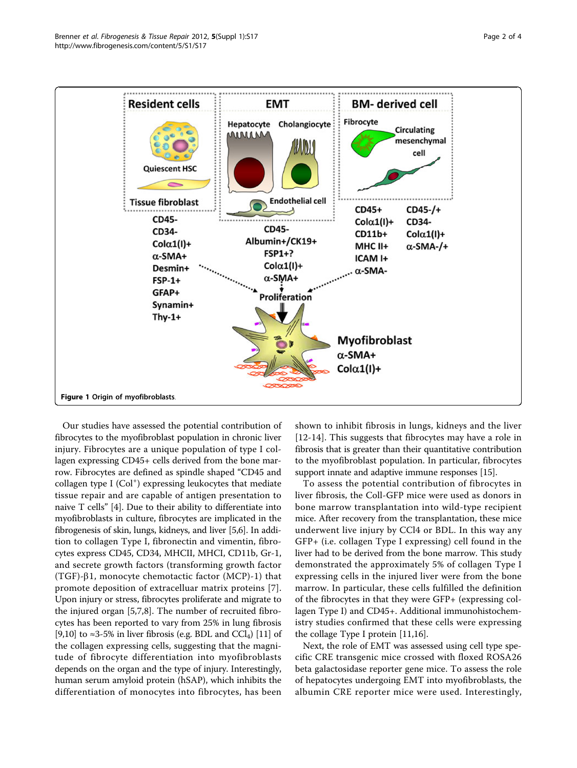Figure 1 Origin of myofibroblasts.

Our studies have assessed the potential contribution of fibrocytes to the myofibroblast population in chronic liver injury. Fibrocytes are a unique population of type I collagen expressing CD45+ cells derived from the bone marrow. Fibrocytes are defined as spindle shaped "CD45 and collagen type I (Col$^{+}$) expressing leukocytes that mediate tissue repair and are capable of antigen presentation to naive T cells" [4]. Due to their ability to differentiate into myofibroblasts in culture, fibrocytes are implicated in the fibrogenesis of skin, lungs, kidneys, and liver [5,6]. In addition to collagen Type I, fibronectin and vimentin, fibrocytes express CD45, CD34, MHCII, MHCI, CD11b, Gr-1, and secrete growth factors (transforming growth factor (TGF)-β1, monocyte chemotactic factor (MCP)-1) that promote deposition of extracelluar matrix proteins [7]. Upon injury or stress, fibrocytes proliferate and migrate to the injured organ [5,7,8]. The number of recruited fibrocytes has been reported to vary from 25% in lung fibrosis [9,10] to ≈3-5% in liver fibrosis (e.g. BDL and $CCl_4$) [11] of the collagen expressing cells, suggesting that the magnitude of fibrocyte differentiation into myofibroblasts depends on the organ and the type of injury. Interestingly, human serum amyloid protein (hSAP), which inhibits the differentiation of monocytes into fibrocytes, has been shown to inhibit fibrosis in lungs, kidneys and the liver [12-14]. This suggests that fibrocytes may have a role in fibrosis that is greater than their quantitative contribution to the myofibroblast population. In particular, fibrocytes support innate and adaptive immune responses [15].

To assess the potential contribution of fibrocytes in liver fibrosis, the Coll-GFP mice were used as donors in bone marrow transplantation into wild-type recipient mice. After recovery from the transplantation, these mice underwent live injury by CCl4 or BDL. In this way any GFP+ (i.e. collagen Type I expressing) cell found in the liver had to be derived from the bone marrow. This study demonstrated the approximately 5% of collagen Type I expressing cells in the injured liver were from the bone marrow. In particular, these cells fulfilled the definition of the fibrocytes in that they were GFP+ (expressing collagen Type I) and CD45+. Additional immunohistochemistry studies confirmed that these cells were expressing the collage Type I protein [11,16].

Next, the role of EMT was assessed using cell type specific CRE transgenic mice crossed with floxed ROSA26 beta galactosidase reporter gene mice. To assess the role of hepatocytes undergoing EMT into myofibroblasts, the albumin CRE reporter mice were used. Interestingly,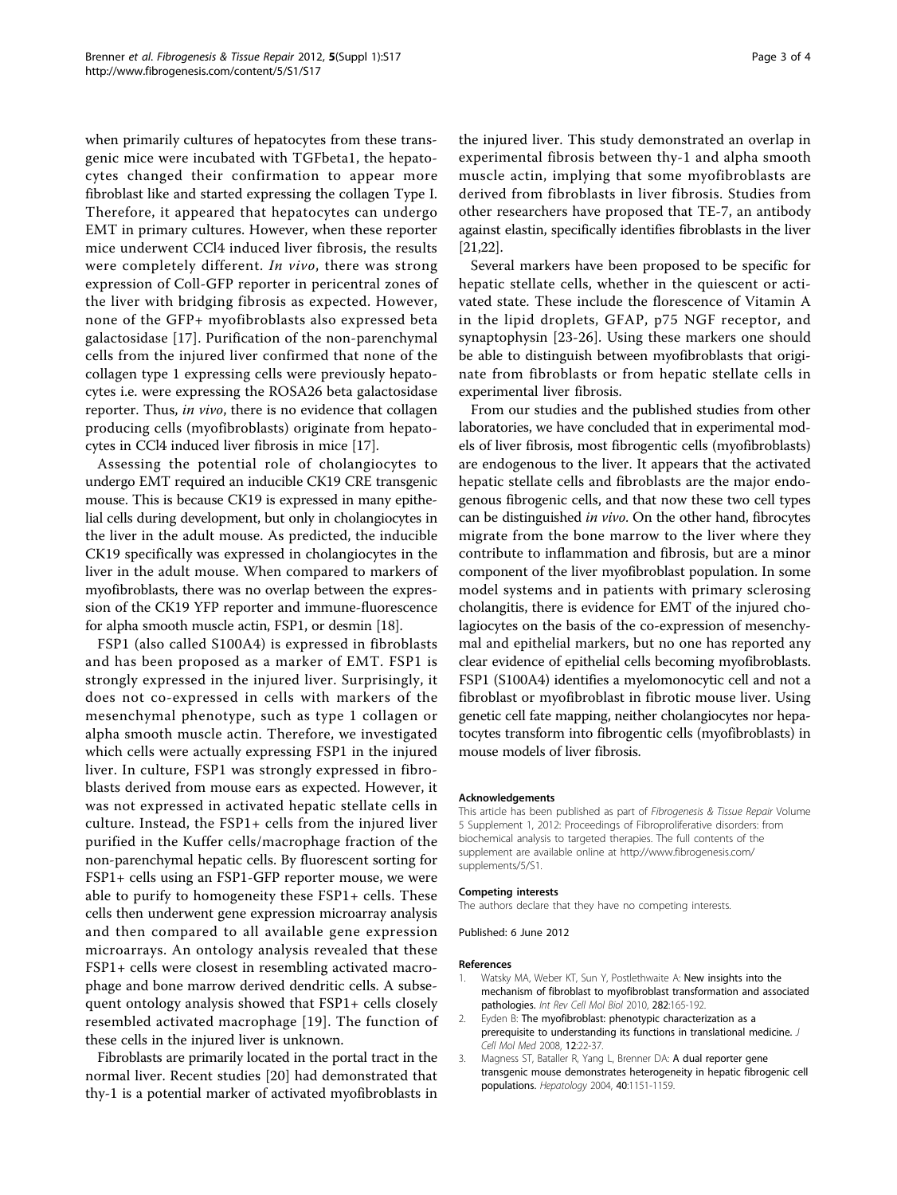when primarily cultures of hepatocytes from these transgenic mice were incubated with TGFbeta1, the hepatocytes changed their confirmation to appear more fibroblast like and started expressing the collagen Type I. Therefore, it appeared that hepatocytes can undergo EMT in primary cultures. However, when these reporter mice underwent CCl4 induced liver fibrosis, the results were completely different. *In vivo*, there was strong expression of Coll-GFP reporter in pericentral zones of the liver with bridging fibrosis as expected. However, none of the GFP+ myofibroblasts also expressed beta galactosidase [17]. Purification of the non-parenchymal cells from the injured liver confirmed that none of the collagen type 1 expressing cells were previously hepatocytes i.e. were expressing the ROSA26 beta galactosidase reporter. Thus, *in vivo*, there is no evidence that collagen producing cells (myofibroblasts) originate from hepatocytes in CCl4 induced liver fibrosis in mice [17].

Assessing the potential role of cholangiocytes to undergo EMT required an inducible CK19 CRE transgenic mouse. This is because CK19 is expressed in many epithelial cells during development, but only in cholangiocytes in the liver in the adult mouse. As predicted, the inducible CK19 specifically was expressed in cholangiocytes in the liver in the adult mouse. When compared to markers of myofibroblasts, there was no overlap between the expression of the CK19 YFP reporter and immune-fluorescence for alpha smooth muscle actin, FSP1, or desmin [18].

FSP1 (also called S100A4) is expressed in fibroblasts and has been proposed as a marker of EMT. FSP1 is strongly expressed in the injured liver. Surprisingly, it does not co-expressed in cells with markers of the mesenchymal phenotype, such as type 1 collagen or alpha smooth muscle actin. Therefore, we investigated which cells were actually expressing FSP1 in the injured liver. In culture, FSP1 was strongly expressed in fibroblasts derived from mouse ears as expected. However, it was not expressed in activated hepatic stellate cells in culture. Instead, the FSP1+ cells from the injured liver purified in the Kuffer cells/macrophage fraction of the non-parenchymal hepatic cells. By fluorescent sorting for FSP1+ cells using an FSP1-GFP reporter mouse, we were able to purify to homogeneity these FSP1+ cells. These cells then underwent gene expression microarray analysis and then compared to all available gene expression microarrays. An ontology analysis revealed that these FSP1+ cells were closest in resembling activated macrophage and bone marrow derived dendritic cells. A subsequent ontology analysis showed that FSP1+ cells closely resembled activated macrophage [19]. The function of these cells in the injured liver is unknown.

Fibroblasts are primarily located in the portal tract in the normal liver. Recent studies [20] had demonstrated that thy-1 is a potential marker of activated myofibroblasts in the injured liver. This study demonstrated an overlap in experimental fibrosis between thy-1 and alpha smooth muscle actin, implying that some myofibroblasts are derived from fibroblasts in liver fibrosis. Studies from other researchers have proposed that TE-7, an antibody against elastin, specifically identifies fibroblasts in the liver [21,22].

Several markers have been proposed to be specific for hepatic stellate cells, whether in the quiescent or activated state. These include the florescence of Vitamin A in the lipid droplets, GFAP, p75 NGF receptor, and synaptophysin [23-26]. Using these markers one should be able to distinguish between myofibroblasts that originate from fibroblasts or from hepatic stellate cells in experimental liver fibrosis.

From our studies and the published studies from other laboratories, we have concluded that in experimental models of liver fibrosis, most fibrogentic cells (myofibroblasts) are endogenous to the liver. It appears that the activated hepatic stellate cells and fibroblasts are the major endogenous fibrogenic cells, and that now these two cell types can be distinguished *in vivo*. On the other hand, fibrocytes migrate from the bone marrow to the liver where they contribute to inflammation and fibrosis, but are a minor component of the liver myofibroblast population. In some model systems and in patients with primary sclerosing cholangitis, there is evidence for EMT of the injured cholagiocytes on the basis of the co-expression of mesenchymal and epithelial markers, but no one has reported any clear evidence of epithelial cells becoming myofibroblasts. FSP1 (S100A4) identifies a myelomonocytic cell and not a fibroblast or myofibroblast in fibrotic mouse liver. Using genetic cell fate mapping, neither cholangiocytes nor hepatocytes transform into fibrogentic cells (myofibroblasts) in mouse models of liver fibrosis.

#### Acknowledgements

This article has been published as part of *Fibrogenesis & Tissue Repair* Volume 5 Supplement 1, 2012: Proceedings of Fibroproliferative disorders: from biochemical analysis to targeted therapies. The full contents of the supplement are available online at http://www.fibrogenesis.com/supplements/5/S1.

#### Competing interests

The authors declare that they have no competing interests.

Published: 6 June 2012

#### References

1. Watsky MA, Weber KT, Sun Y, Postlethwaite A: **New insights into the mechanism of fibroblast to myofibroblast transformation and associated pathologies.** *Int Rev Cell Mol Biol* 2010, **282**:165-192.
2. Eyden B: **The myofibroblast: phenotypic characterization as a prerequisite to understanding its functions in translational medicine.** *J Cell Mol Med* 2008, **12**:22-37.
3. Magness ST, Bataller R, Yang L, Brenner DA: **A dual reporter gene transgenic mouse demonstrates heterogeneity in hepatic fibrogenic cell populations.** *Hepatology* 2004, **40**:1151-1159.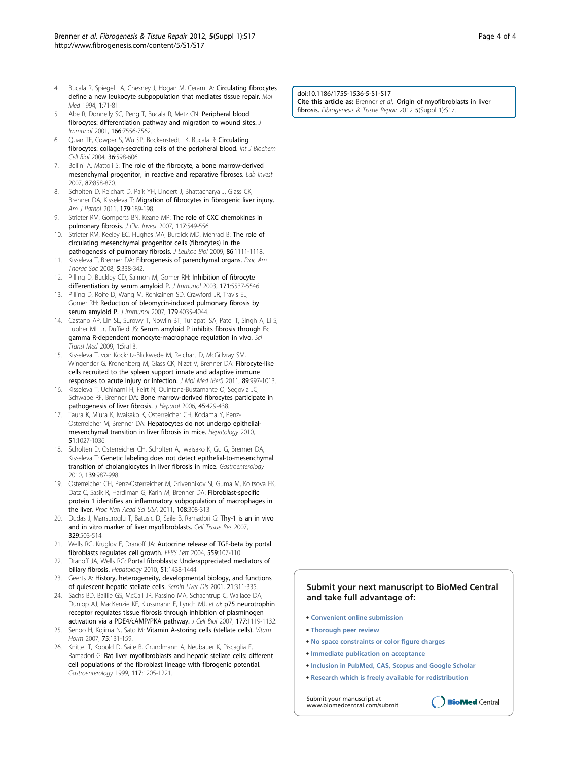4. Bucala R, Spiegel LA, Chesney J, Hogan M, Cerami A: **Circulating fibrocytes define a new leukocyte subpopulation that mediates tissue repair.** *Mol Med* 1994, **1**:71-81.
5. Abe R, Donnelly SC, Peng T, Bucala R, Metz CN: **Peripheral blood fibrocytes: differentiation pathway and migration to wound sites.** *J Immunol* 2001, **166**:7556-7562.
6. Quan TE, Cowper S, Wu SP, Bockenstedt LK, Bucala R: **Circulating fibrocytes: collagen-secreting cells of the peripheral blood.** *Int J Biochem Cell Biol* 2004, **36**:598-606.
7. Bellini A, Mattoli S: **The role of the fibrocyte, a bone marrow-derived mesenchymal progenitor, in reactive and reparative fibroses.** *Lab Invest* 2007, **87**:858-870.
8. Scholten D, Reichart D, Paik YH, Lindert J, Bhattacharya J, Glass CK, Brenner DA, Kisseleva T: **Migration of fibrocytes in fibrogenic liver injury.** *Am J Pathol* 2011, **179**:189-198.
9. Strieter RM, Gomperts BN, Keane MP: **The role of CXC chemokines in pulmonary fibrosis.** *J Clin Invest* 2007, **117**:549-556.
10. Strieter RM, Keeley EC, Hughes MA, Burdick MD, Mehrad B: **The role of circulating mesenchymal progenitor cells (fibrocytes) in the pathogenesis of pulmonary fibrosis.** *J Leukoc Biol* 2009, **86**:1111-1118.
11. Kisseleva T, Brenner DA: **Fibrogenesis of parenchymal organs.** *Proc Am Thorac Soc* 2008, **5**:338-342.
12. Pilling D, Buckley CD, Salmon M, Gomer RH: **Inhibition of fibrocyte differentiation by serum amyloid P.** *J Immunol* 2003, **171**:5537-5546.
13. Pilling D, Roife D, Wang M, Ronkainen SD, Crawford JR, Travis EL, Gomer RH: **Reduction of bleomycin-induced pulmonary fibrosis by serum amyloid P.** *J Immunol* 2007, **179**:4035-4044.
14. Castano AP, Lin SL, Surowy T, Nowlin BT, Turlapati SA, Patel T, Singh A, Li S, Lupher ML Jr, Duffield JS: **Serum amyloid P inhibits fibrosis through Fc gamma R-dependent monocyte-macrophage regulation in vivo.** *Sci Transl Med* 2009, **1**:5ra13.
15. Kisseleva T, von Kockritz-Blickwede M, Reichart D, McGillvray SM, Wingender G, Kronenberg M, Glass CK, Nizet V, Brenner DA: **Fibrocyte-like cells recruited to the spleen support innate and adaptive immune responses to acute injury or infection.** *J Mol Med (Berl)* 2011, **89**:997-1013.
16. Kisseleva T, Uchinami H, Feirt N, Quintana-Bustamante O, Segovia JC, Schwabe RF, Brenner DA: **Bone marrow-derived fibrocytes participate in pathogenesis of liver fibrosis.** *J Hepatol* 2006, **45**:429-438.
17. Taura K, Miura K, Iwaisako K, Osterreicher CH, Kodama Y, Penz-Osterreicher M, Brenner DA: **Hepatocytes do not undergo epithelial-mesenchymal transition in liver fibrosis in mice.** *Hepatology* 2010, **51**:1027-1036.
18. Scholten D, Osterreicher CH, Scholten A, Iwaisako K, Gu G, Brenner DA, Kisseleva T: **Genetic labeling does not detect epithelial-to-mesenchymal transition of cholangiocytes in liver fibrosis in mice.** *Gastroenterology* 2010, **139**:987-998.
19. Osterreicher CH, Penz-Osterreicher M, Grivennikov SI, Guma M, Koltsova EK, Datz C, Sasik R, Hardiman G, Karin M, Brenner DA: **Fibroblast-specific protein 1 identifies an inflammatory subpopulation of macrophages in the liver.** *Proc Natl Acad Sci USA* 2011, **108**:308-313.
20. Dudas J, Mansuroglu T, Batusic D, Saile B, Ramadori G: **Thy-1 is an in vivo and in vitro marker of liver myofibroblasts.** *Cell Tissue Res* 2007, **329**:503-514.
21. Wells RG, Kruglov E, Dranoff JA: **Autocrine release of TGF-beta by portal fibroblasts regulates cell growth.** *FEBS Lett* 2004, **559**:107-110.
22. Dranoff JA, Wells RG: **Portal fibroblasts: Underappreciated mediators of biliary fibrosis.** *Hepatology* 2010, **51**:1438-1444.
23. Geerts A: **History, heterogeneity, developmental biology, and functions of quiescent hepatic stellate cells.** *Semin Liver Dis* 2001, **21**:311-335.
24. Sachs BD, Baillie GS, McCall JR, Passino MA, Schachtrup C, Wallace DA, Dunlop AJ, MacKenzie KF, Klussmann E, Lynch MJ, *et al*: **p75 neurotrophin receptor regulates tissue fibrosis through inhibition of plasminogen activation via a PDE4/cAMP/PKA pathway.** *J Cell Biol* 2007, **177**:1119-1132.
25. Senoo H, Kojima N, Sato M: **Vitamin A-storing cells (stellate cells).** *Vitam Horm* 2007, **75**:131-159.
26. Knittel T, Kobold D, Saile B, Grundmann A, Neubauer K, Piscaglia F, Ramadori G: **Rat liver myofibroblasts and hepatic stellate cells: different cell populations of the fibroblast lineage with fibrogenic potential.** *Gastroenterology* 1999, **117**:1205-1221.

doi:10.1186/1755-1536-5-S1-S17
**Cite this article as:** Brenner *et al.*: **Origin of myofibroblasts in liver fibrosis.** *Fibrogenesis & Tissue Repair* 2012 **5**(Suppl 1):S17.

**Submit your next manuscript to BioMed Central and take full advantage of:**

- **Convenient online submission**
- **Thorough peer review**
- **No space constraints or color figure charges**
- **Immediate publication on acceptance**
- **Inclusion in PubMed, CAS, Scopus and Google Scholar**
- **Research which is freely available for redistribution**

Submit your manuscript at
www.biomedcentral.com/submit

BioMed Central